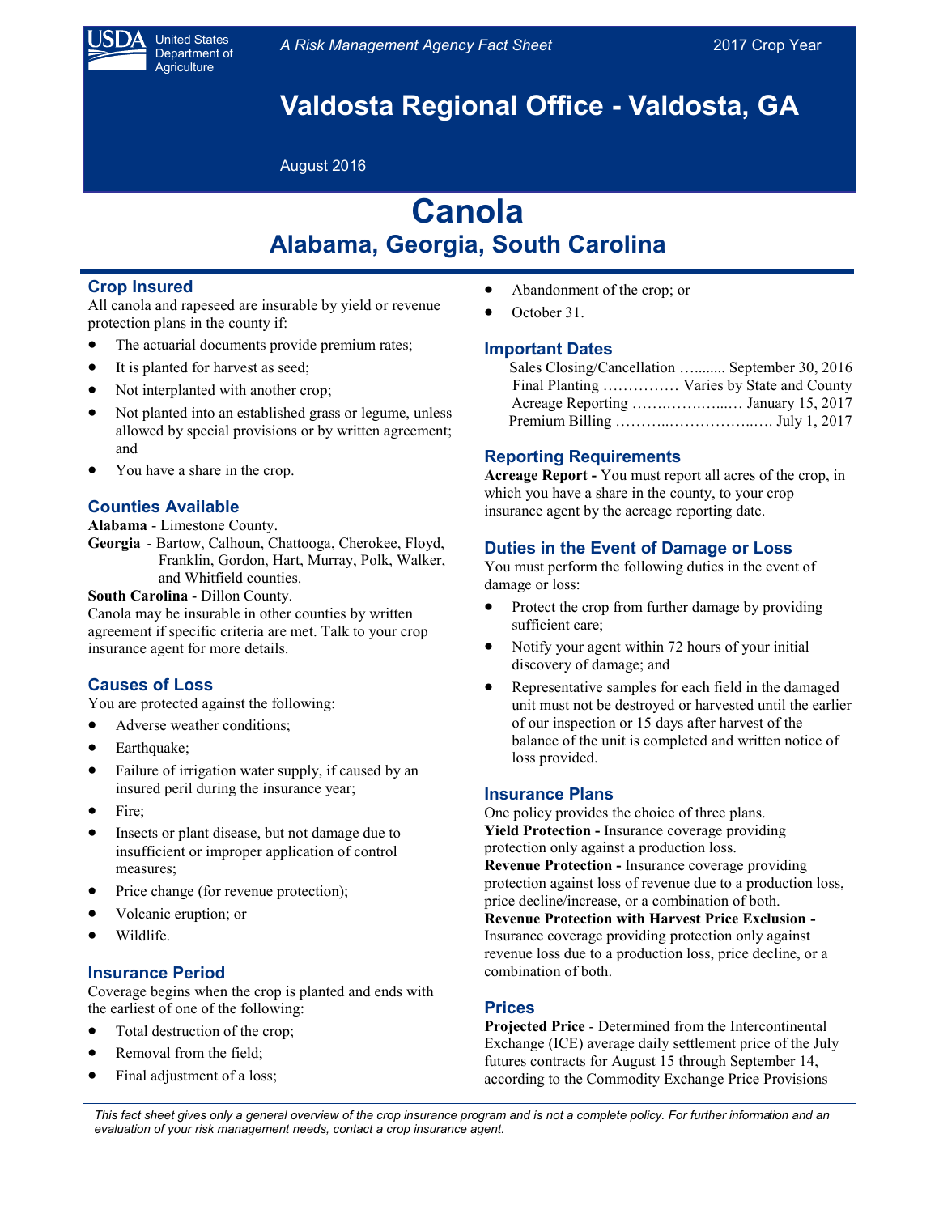United States Department of Agriculture

*A Risk Management Agency Fact Sheet*

2017 Crop Year

# Valdosta Regional Office - Valdosta, GA

August 2016

# Canola

## Alabama, Georgia, South Carolina

### Crop Insured

All canola and rapeseed are insurable by yield or revenue protection plans in the county if:

- The actuarial documents provide premium rates;
- It is planted for harvest as seed;
- Not interplanted with another crop;
- Not planted into an established grass or legume, unless allowed by special provisions or by written agreement; and
- You have a share in the crop.

### Counties Available

**Alabama** - Limestone County.

**Georgia** - Bartow, Calhoun, Chattooga, Cherokee, Floyd, Franklin, Gordon, Hart, Murray, Polk, Walker, and Whitfield counties.

**South Carolina** - Dillon County.

Canola may be insurable in other counties by written agreement if specific criteria are met. Talk to your crop insurance agent for more details.

### Causes of Loss

You are protected against the following:

- Adverse weather conditions;
- Earthquake;
- Failure of irrigation water supply, if caused by an insured peril during the insurance year;
- Fire;
- Insects or plant disease, but not damage due to insufficient or improper application of control measures;
- Price change (for revenue protection);
- Volcanic eruption; or
- Wildlife.

### Insurance Period

Coverage begins when the crop is planted and ends with the earliest of one of the following:

- Total destruction of the crop;
- Removal from the field;
- Final adjustment of a loss;
- Abandonment of the crop; or
- October 31.

### Important Dates

Sales Closing/Cancellation …....... September 30, 2016
Final Planting …………… Varies by State and County
Acreage Reporting …….……..…... January 15, 2017
Premium Billing ………..……………..…. July 1, 2017

### Reporting Requirements

**Acreage Report -** You must report all acres of the crop, in which you have a share in the county, to your crop insurance agent by the acreage reporting date.

### Duties in the Event of Damage or Loss

You must perform the following duties in the event of damage or loss:

- Protect the crop from further damage by providing sufficient care;
- Notify your agent within 72 hours of your initial discovery of damage; and
- Representative samples for each field in the damaged unit must not be destroyed or harvested until the earlier of our inspection or 15 days after harvest of the balance of the unit is completed and written notice of loss provided.

### Insurance Plans

One policy provides the choice of three plans.

**Yield Protection -** Insurance coverage providing protection only against a production loss.

**Revenue Protection -** Insurance coverage providing protection against loss of revenue due to a production loss, price decline/increase, or a combination of both.

**Revenue Protection with Harvest Price Exclusion -** Insurance coverage providing protection only against revenue loss due to a production loss, price decline, or a combination of both.

### Prices

**Projected Price** - Determined from the Intercontinental Exchange (ICE) average daily settlement price of the July futures contracts for August 15 through September 14, according to the Commodity Exchange Price Provisions

*This fact sheet gives only a general overview of the crop insurance program and is not a complete policy. For further information and an evaluation of your risk management needs, contact a crop insurance agent.*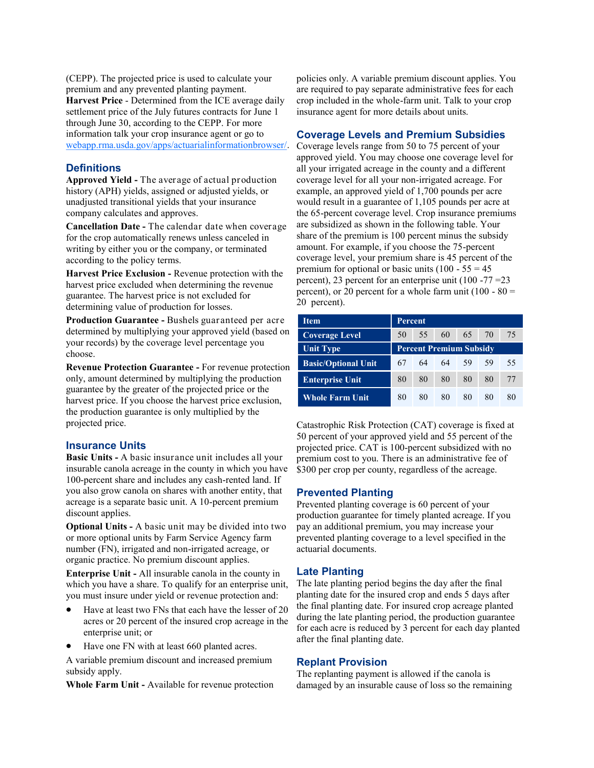(CEPP). The projected price is used to calculate your premium and any prevented planting payment.

**Harvest Price** - Determined from the ICE average daily settlement price of the July futures contracts for June 1 through June 30, according to the CEPP. For more information talk your crop insurance agent or go to webapp.rma.usda.gov/apps/actuarialinformationbrowser/.

## Definitions

**Approved Yield -** The average of actual production history (APH) yields, assigned or adjusted yields, or unadjusted transitional yields that your insurance company calculates and approves.

**Cancellation Date -** The calendar date when coverage for the crop automatically renews unless canceled in writing by either you or the company, or terminated according to the policy terms.

**Harvest Price Exclusion -** Revenue protection with the harvest price excluded when determining the revenue guarantee. The harvest price is not excluded for determining value of production for losses.

**Production Guarantee -** Bushels guaranteed per acre determined by multiplying your approved yield (based on your records) by the coverage level percentage you choose.

**Revenue Protection Guarantee -** For revenue protection only, amount determined by multiplying the production guarantee by the greater of the projected price or the harvest price. If you choose the harvest price exclusion, the production guarantee is only multiplied by the projected price.

## Insurance Units

**Basic Units -** A basic insurance unit includes all your insurable canola acreage in the county in which you have 100-percent share and includes any cash-rented land. If you also grow canola on shares with another entity, that acreage is a separate basic unit. A 10-percent premium discount applies.

**Optional Units -** A basic unit may be divided into two or more optional units by Farm Service Agency farm number (FN), irrigated and non-irrigated acreage, or organic practice. No premium discount applies.

**Enterprise Unit -** All insurable canola in the county in which you have a share. To qualify for an enterprise unit, you must insure under yield or revenue protection and:

- Have at least two FNs that each have the lesser of 20 acres or 20 percent of the insured crop acreage in the enterprise unit; or
- Have one FN with at least 660 planted acres.

A variable premium discount and increased premium subsidy apply.

**Whole Farm Unit -** Available for revenue protection policies only. A variable premium discount applies. You are required to pay separate administrative fees for each crop included in the whole-farm unit. Talk to your crop insurance agent for more details about units.

## Coverage Levels and Premium Subsidies

Coverage levels range from 50 to 75 percent of your approved yield. You may choose one coverage level for all your irrigated acreage in the county and a different coverage level for all your non-irrigated acreage. For example, an approved yield of 1,700 pounds per acre would result in a guarantee of 1,105 pounds per acre at the 65-percent coverage level. Crop insurance premiums are subsidized as shown in the following table. Your share of the premium is 100 percent minus the subsidy amount. For example, if you choose the 75-percent coverage level, your premium share is 45 percent of the premium for optional or basic units (100 - 55 = 45 percent), 23 percent for an enterprise unit (100 -77 =23 percent), or 20 percent for a whole farm unit (100 - 80 = 20 percent).

| Item | Percent | | | | | |
|---|---|---|---|---|---|---|
| Coverage Level | 50 | 55 | 60 | 65 | 70 | 75 |
| Unit Type | Percent Premium Subsidy | | | | | |
| Basic/Optional Unit | 67 | 64 | 64 | 59 | 59 | 55 |
| Enterprise Unit | 80 | 80 | 80 | 80 | 80 | 77 |
| Whole Farm Unit | 80 | 80 | 80 | 80 | 80 | 80 |

Catastrophic Risk Protection (CAT) coverage is fixed at 50 percent of your approved yield and 55 percent of the projected price. CAT is 100-percent subsidized with no premium cost to you. There is an administrative fee of $300 per crop per county, regardless of the acreage.

## Prevented Planting

Prevented planting coverage is 60 percent of your production guarantee for timely planted acreage. If you pay an additional premium, you may increase your prevented planting coverage to a level specified in the actuarial documents.

## Late Planting

The late planting period begins the day after the final planting date for the insured crop and ends 5 days after the final planting date. For insured crop acreage planted during the late planting period, the production guarantee for each acre is reduced by 3 percent for each day planted after the final planting date.

## Replant Provision

The replanting payment is allowed if the canola is damaged by an insurable cause of loss so the remaining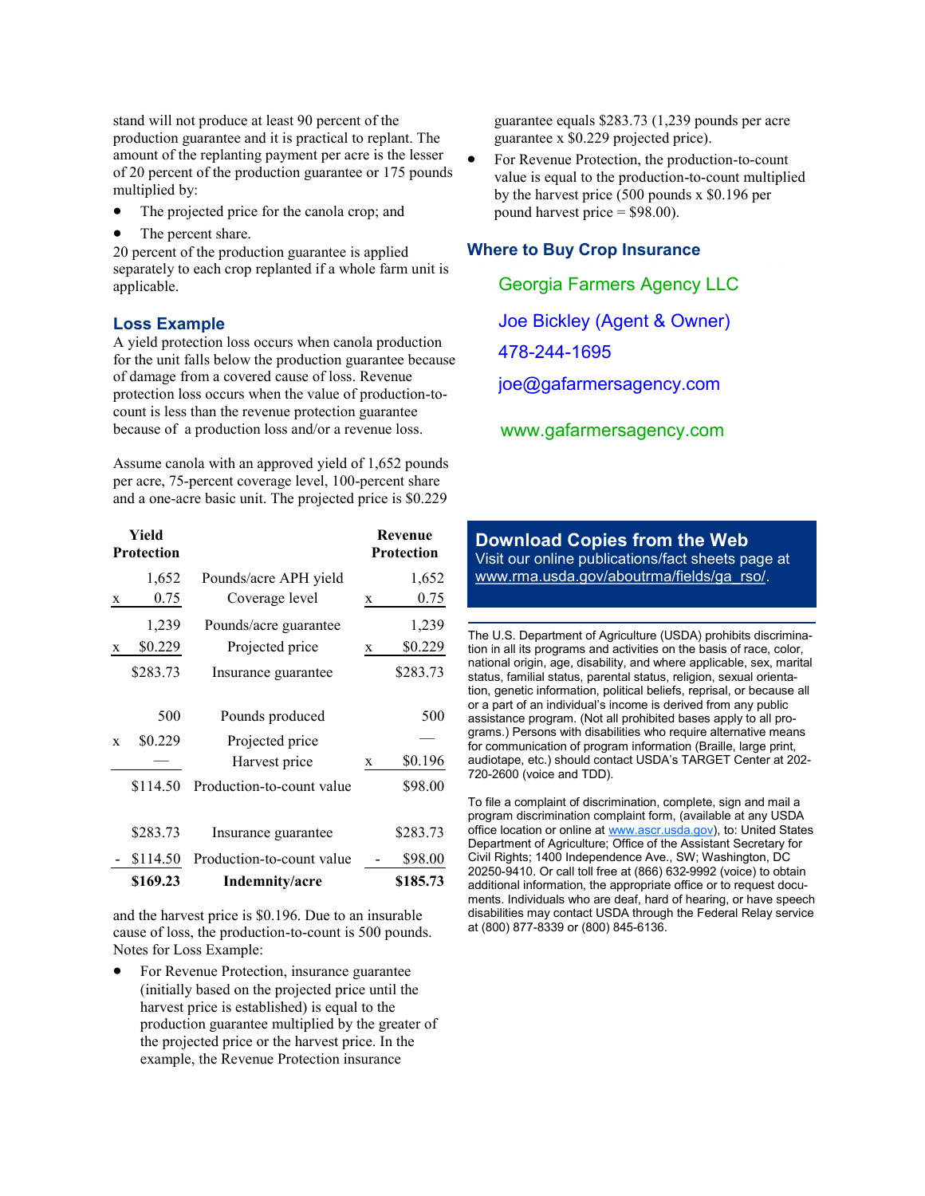stand will not produce at least 90 percent of the production guarantee and it is practical to replant. The amount of the replanting payment per acre is the lesser of 20 percent of the production guarantee or 175 pounds multiplied by:

- The projected price for the canola crop; and
- The percent share.

20 percent of the production guarantee is applied separately to each crop replanted if a whole farm unit is applicable.

## Loss Example

A yield protection loss occurs when canola production for the unit falls below the production guarantee because of damage from a covered cause of loss. Revenue protection loss occurs when the value of production-to-count is less than the revenue protection guarantee because of a production loss and/or a revenue loss.

Assume canola with an approved yield of 1,652 pounds per acre, 75-percent coverage level, 100-percent share and a one-acre basic unit. The projected price is $0.229 and the harvest price is $0.196. Due to an insurable cause of loss, the production-to-count is 500 pounds.

| Yield Protection | | Revenue Protection |
|---|---|---|
| 1,652 | Pounds/acre APH yield | 1,652 |
| x 0.75 | Coverage level | x 0.75 |
| 1,239 | Pounds/acre guarantee | 1,239 |
| x $0.229 | Projected price | x $0.229 |
| $283.73 | Insurance guarantee | $283.73 |
| 500 | Pounds produced | 500 |
| x $0.229 | Projected price | — |
| — | Harvest price | x $0.196 |
| $114.50 | Production-to-count value | $98.00 |
| $283.73 | Insurance guarantee | $283.73 |
| - $114.50 | Production-to-count value | - $98.00 |
| **$169.23** | **Indemnity/acre** | **$185.73** |

Notes for Loss Example:

- For Revenue Protection, insurance guarantee (initially based on the projected price until the harvest price is established) is equal to the production guarantee multiplied by the greater of the projected price or the harvest price. In the example, the Revenue Protection insurance guarantee equals $283.73 (1,239 pounds per acre guarantee x $0.229 projected price).
- For Revenue Protection, the production-to-count value is equal to the production-to-count multiplied by the harvest price (500 pounds x $0.196 per pound harvest price = $98.00).

## Where to Buy Crop Insurance

Georgia Farmers Agency LLC

Joe Bickley (Agent & Owner)

478-244-1695

joe@gafarmersagency.com

www.gafarmersagency.com

## Download Copies from the Web

Visit our online publications/fact sheets page at www.rma.usda.gov/aboutrma/fields/ga_rso/.

The U.S. Department of Agriculture (USDA) prohibits discrimination in all its programs and activities on the basis of race, color, national origin, age, disability, and where applicable, sex, marital status, familial status, parental status, religion, sexual orientation, genetic information, political beliefs, reprisal, or because all or a part of an individual's income is derived from any public assistance program. (Not all prohibited bases apply to all programs.) Persons with disabilities who require alternative means for communication of program information (Braille, large print, audiotape, etc.) should contact USDA's TARGET Center at 202-720-2600 (voice and TDD).

To file a complaint of discrimination, complete, sign and mail a program discrimination complaint form, (available at any USDA office location or online at www.ascr.usda.gov), to: United States Department of Agriculture; Office of the Assistant Secretary for Civil Rights; 1400 Independence Ave., SW; Washington, DC 20250-9410. Or call toll free at (866) 632-9992 (voice) to obtain additional information, the appropriate office or to request documents. Individuals who are deaf, hard of hearing, or have speech disabilities may contact USDA through the Federal Relay service at (800) 877-8339 or (800) 845-6136.